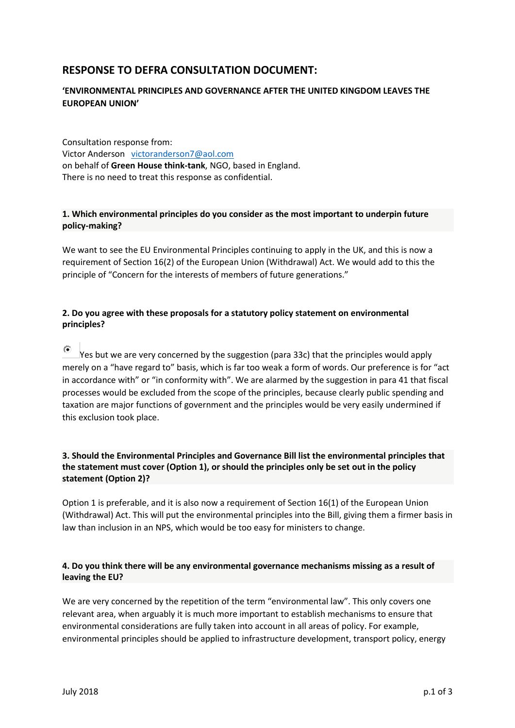## RESPONSE TO DEFRA CONSULTATION DOCUMENT:

### ‘ENVIRONMENTAL PRINCIPLES AND GOVERNANCE AFTER THE UNITED KINGDOM LEAVES THE EUROPEAN UNION’

Consultation response from:
Victor Anderson  victoranderson7@aol.com
on behalf of **Green House think-tank**, NGO, based in England.
There is no need to treat this response as confidential.

**1. Which environmental principles do you consider as the most important to underpin future policy-making?**

We want to see the EU Environmental Principles continuing to apply in the UK, and this is now a requirement of Section 16(2) of the European Union (Withdrawal) Act. We would add to this the principle of “Concern for the interests of members of future generations.”

**2. Do you agree with these proposals for a statutory policy statement on environmental principles?**

Yes but we are very concerned by the suggestion (para 33c) that the principles would apply merely on a “have regard to” basis, which is far too weak a form of words. Our preference is for “act in accordance with” or “in conformity with”. We are alarmed by the suggestion in para 41 that fiscal processes would be excluded from the scope of the principles, because clearly public spending and taxation are major functions of government and the principles would be very easily undermined if this exclusion took place.

**3. Should the Environmental Principles and Governance Bill list the environmental principles that the statement must cover (Option 1), or should the principles only be set out in the policy statement (Option 2)?**

Option 1 is preferable, and it is also now a requirement of Section 16(1) of the European Union (Withdrawal) Act. This will put the environmental principles into the Bill, giving them a firmer basis in law than inclusion in an NPS, which would be too easy for ministers to change.

**4. Do you think there will be any environmental governance mechanisms missing as a result of leaving the EU?**

We are very concerned by the repetition of the term “environmental law”. This only covers one relevant area, when arguably it is much more important to establish mechanisms to ensure that environmental considerations are fully taken into account in all areas of policy. For example, environmental principles should be applied to infrastructure development, transport policy, energy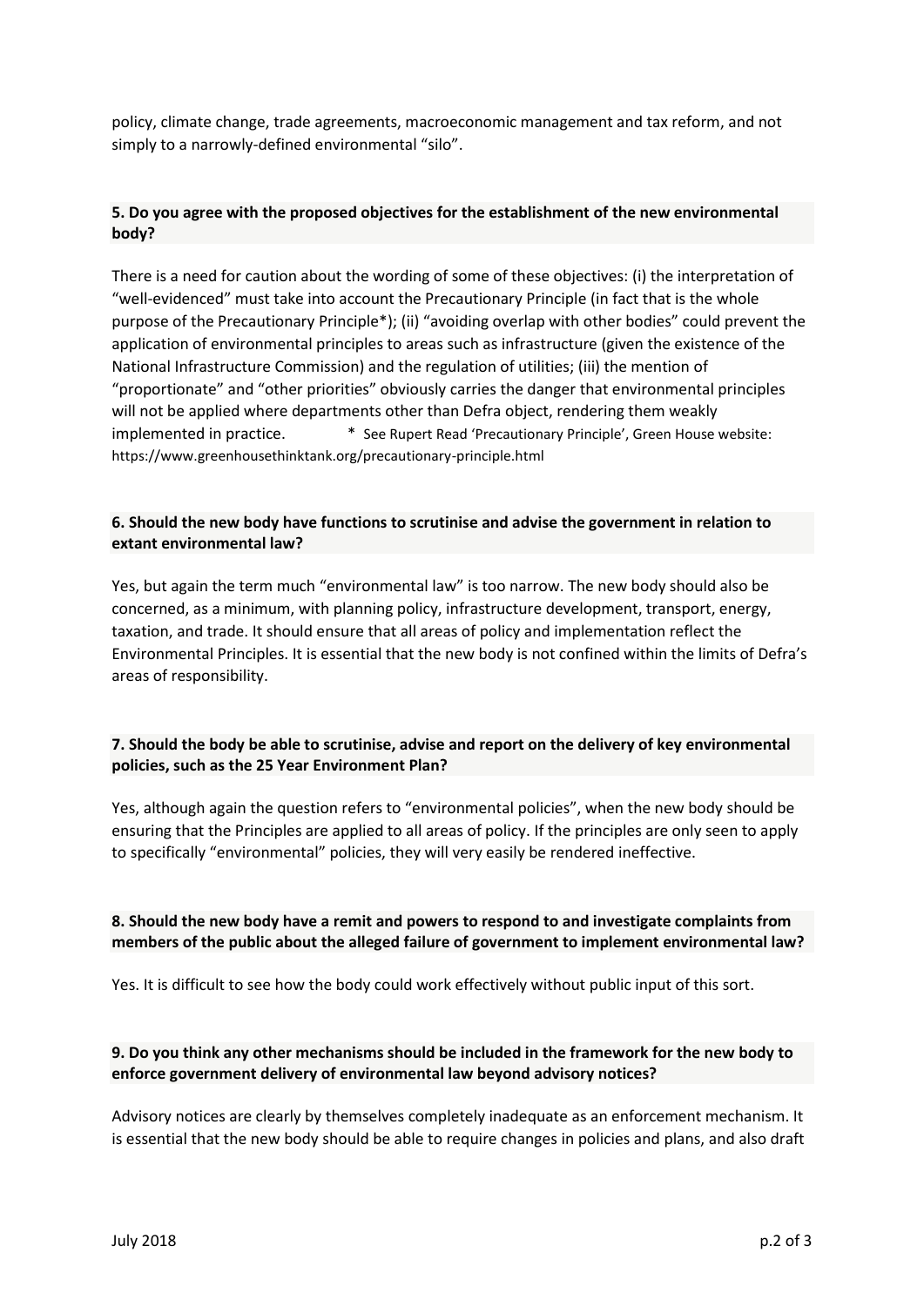policy, climate change, trade agreements, macroeconomic management and tax reform, and not simply to a narrowly-defined environmental "silo".

**5. Do you agree with the proposed objectives for the establishment of the new environmental body?**

There is a need for caution about the wording of some of these objectives: (i) the interpretation of "well-evidenced" must take into account the Precautionary Principle (in fact that is the whole purpose of the Precautionary Principle*); (ii) "avoiding overlap with other bodies" could prevent the application of environmental principles to areas such as infrastructure (given the existence of the National Infrastructure Commission) and the regulation of utilities; (iii) the mention of "proportionate" and "other priorities" obviously carries the danger that environmental principles will not be applied where departments other than Defra object, rendering them weakly implemented in practice.

* See Rupert Read 'Precautionary Principle', Green House website: https://www.greenhousethinktank.org/precautionary-principle.html

**6. Should the new body have functions to scrutinise and advise the government in relation to extant environmental law?**

Yes, but again the term much "environmental law" is too narrow. The new body should also be concerned, as a minimum, with planning policy, infrastructure development, transport, energy, taxation, and trade. It should ensure that all areas of policy and implementation reflect the Environmental Principles. It is essential that the new body is not confined within the limits of Defra's areas of responsibility.

**7. Should the body be able to scrutinise, advise and report on the delivery of key environmental policies, such as the 25 Year Environment Plan?**

Yes, although again the question refers to "environmental policies", when the new body should be ensuring that the Principles are applied to all areas of policy. If the principles are only seen to apply to specifically "environmental" policies, they will very easily be rendered ineffective.

**8. Should the new body have a remit and powers to respond to and investigate complaints from members of the public about the alleged failure of government to implement environmental law?**

Yes. It is difficult to see how the body could work effectively without public input of this sort.

**9. Do you think any other mechanisms should be included in the framework for the new body to enforce government delivery of environmental law beyond advisory notices?**

Advisory notices are clearly by themselves completely inadequate as an enforcement mechanism. It is essential that the new body should be able to require changes in policies and plans, and also draft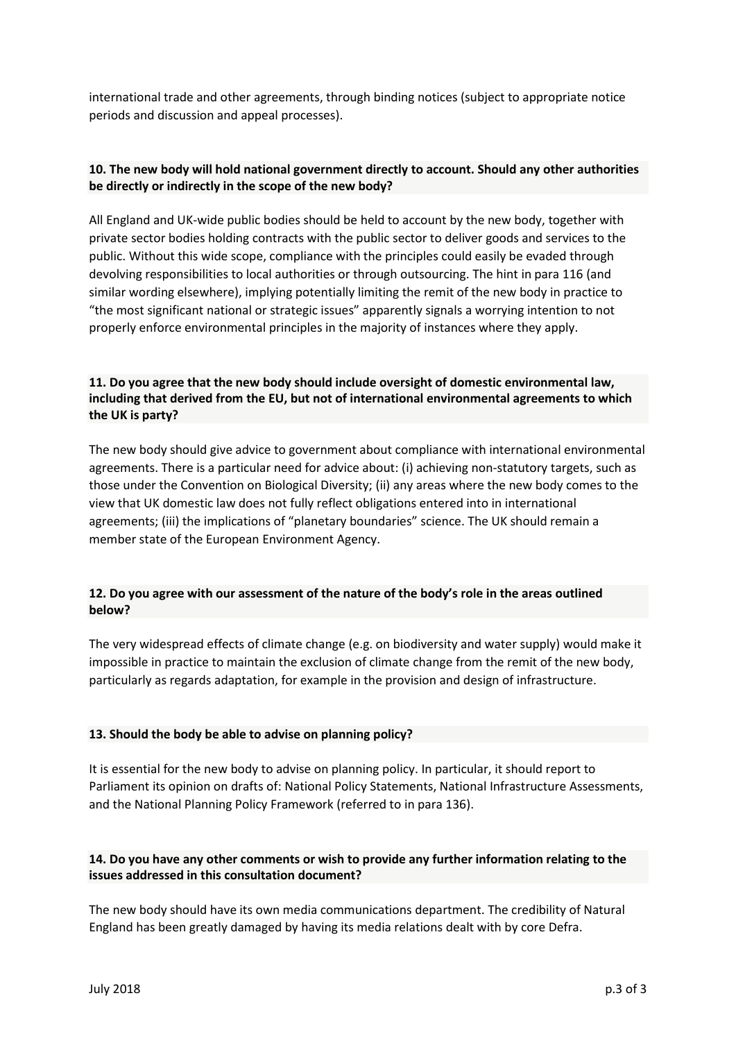international trade and other agreements, through binding notices (subject to appropriate notice periods and discussion and appeal processes).

**10. The new body will hold national government directly to account. Should any other authorities be directly or indirectly in the scope of the new body?**

All England and UK-wide public bodies should be held to account by the new body, together with private sector bodies holding contracts with the public sector to deliver goods and services to the public. Without this wide scope, compliance with the principles could easily be evaded through devolving responsibilities to local authorities or through outsourcing. The hint in para 116 (and similar wording elsewhere), implying potentially limiting the remit of the new body in practice to "the most significant national or strategic issues" apparently signals a worrying intention to not properly enforce environmental principles in the majority of instances where they apply.

**11. Do you agree that the new body should include oversight of domestic environmental law, including that derived from the EU, but not of international environmental agreements to which the UK is party?**

The new body should give advice to government about compliance with international environmental agreements. There is a particular need for advice about: (i) achieving non-statutory targets, such as those under the Convention on Biological Diversity; (ii) any areas where the new body comes to the view that UK domestic law does not fully reflect obligations entered into in international agreements; (iii) the implications of "planetary boundaries" science. The UK should remain a member state of the European Environment Agency.

**12. Do you agree with our assessment of the nature of the body's role in the areas outlined below?**

The very widespread effects of climate change (e.g. on biodiversity and water supply) would make it impossible in practice to maintain the exclusion of climate change from the remit of the new body, particularly as regards adaptation, for example in the provision and design of infrastructure.

**13. Should the body be able to advise on planning policy?**

It is essential for the new body to advise on planning policy. In particular, it should report to Parliament its opinion on drafts of: National Policy Statements, National Infrastructure Assessments, and the National Planning Policy Framework (referred to in para 136).

**14. Do you have any other comments or wish to provide any further information relating to the issues addressed in this consultation document?**

The new body should have its own media communications department. The credibility of Natural England has been greatly damaged by having its media relations dealt with by core Defra.

July 2018